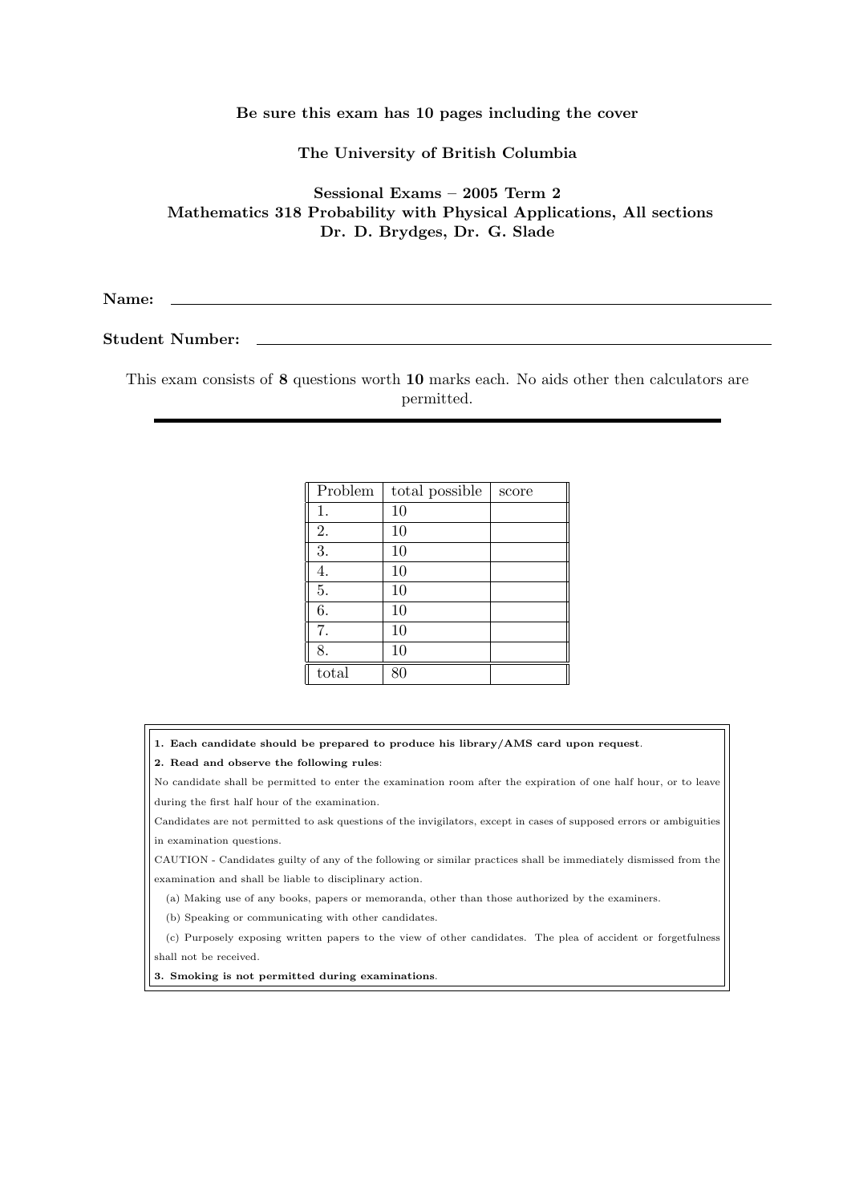**Be sure this exam has 10 pages including the cover**

**The University of British Columbia**

**Sessional Exams – 2005 Term 2**
**Mathematics 318 Probability with Physical Applications, All sections**
**Dr. D. Brydges, Dr. G. Slade**

**Name:** ____________________________________________

**Student Number:** ____________________________________________

This exam consists of **8** questions worth **10** marks each. No aids other then calculators are permitted.

| Problem | total possible | score |
|---|---|---|
| 1. | 10 | |
| 2. | 10 | |
| 3. | 10 | |
| 4. | 10 | |
| 5. | 10 | |
| 6. | 10 | |
| 7. | 10 | |
| 8. | 10 | |
| total | 80 | |

**1. Each candidate should be prepared to produce his library/AMS card upon request**.

**2. Read and observe the following rules**:

No candidate shall be permitted to enter the examination room after the expiration of one half hour, or to leave during the first half hour of the examination.

Candidates are not permitted to ask questions of the invigilators, except in cases of supposed errors or ambiguities in examination questions.

CAUTION - Candidates guilty of any of the following or similar practices shall be immediately dismissed from the examination and shall be liable to disciplinary action.

(a) Making use of any books, papers or memoranda, other than those authorized by the examiners.

(b) Speaking or communicating with other candidates.

(c) Purposely exposing written papers to the view of other candidates. The plea of accident or forgetfulness shall not be received.

**3. Smoking is not permitted during examinations**.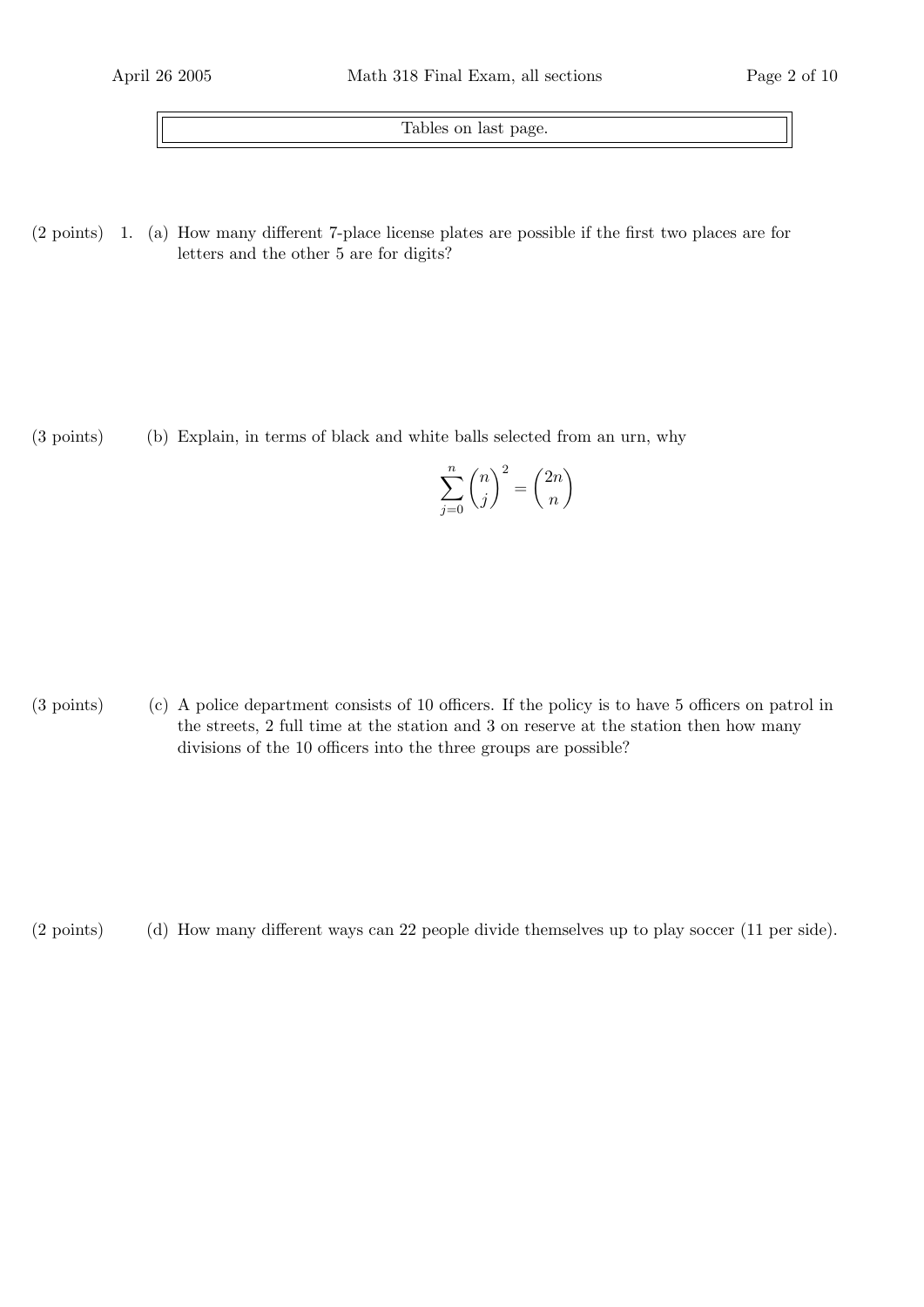Tables on last page.

(2 points) 1. (a) How many different 7-place license plates are possible if the first two places are for letters and the other 5 are for digits?

(3 points) (b) Explain, in terms of black and white balls selected from an urn, why

$$\sum_{j=0}^{n} \binom{n}{j}^2 = \binom{2n}{n}$$

(3 points) (c) A police department consists of 10 officers. If the policy is to have 5 officers on patrol in the streets, 2 full time at the station and 3 on reserve at the station then how many divisions of the 10 officers into the three groups are possible?

(2 points) (d) How many different ways can 22 people divide themselves up to play soccer (11 per side).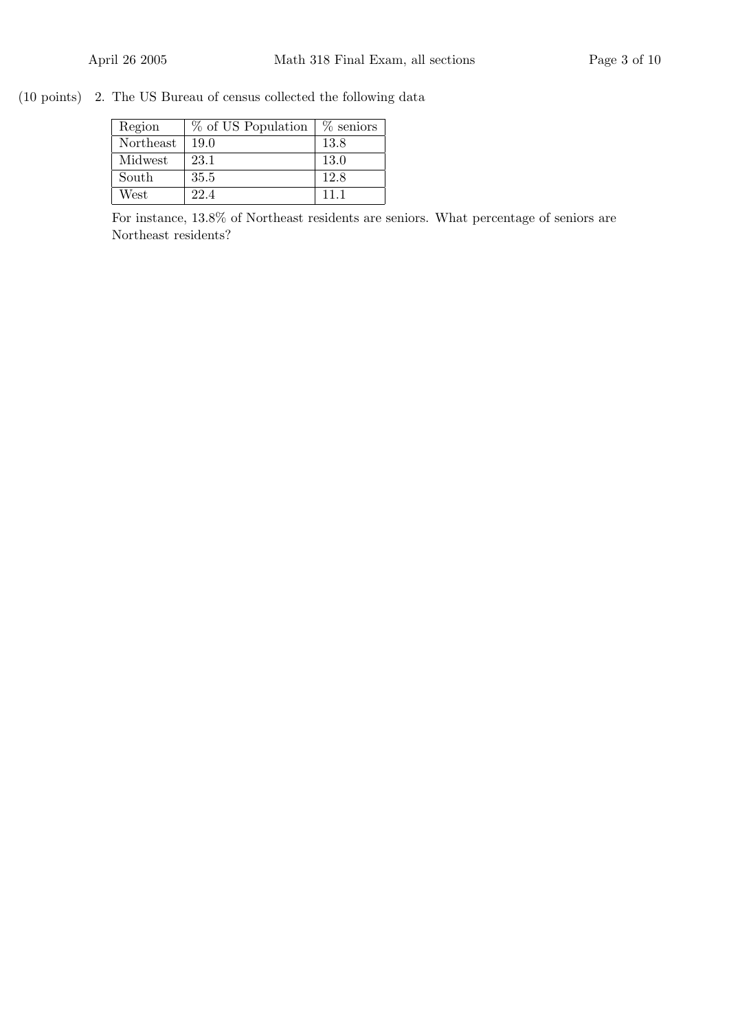(10 points) 2. The US Bureau of census collected the following data

| Region | % of US Population | % seniors |
|---|---|---|
| Northeast | 19.0 | 13.8 |
| Midwest | 23.1 | 13.0 |
| South | 35.5 | 12.8 |
| West | 22.4 | 11.1 |

For instance, 13.8% of Northeast residents are seniors. What percentage of seniors are Northeast residents?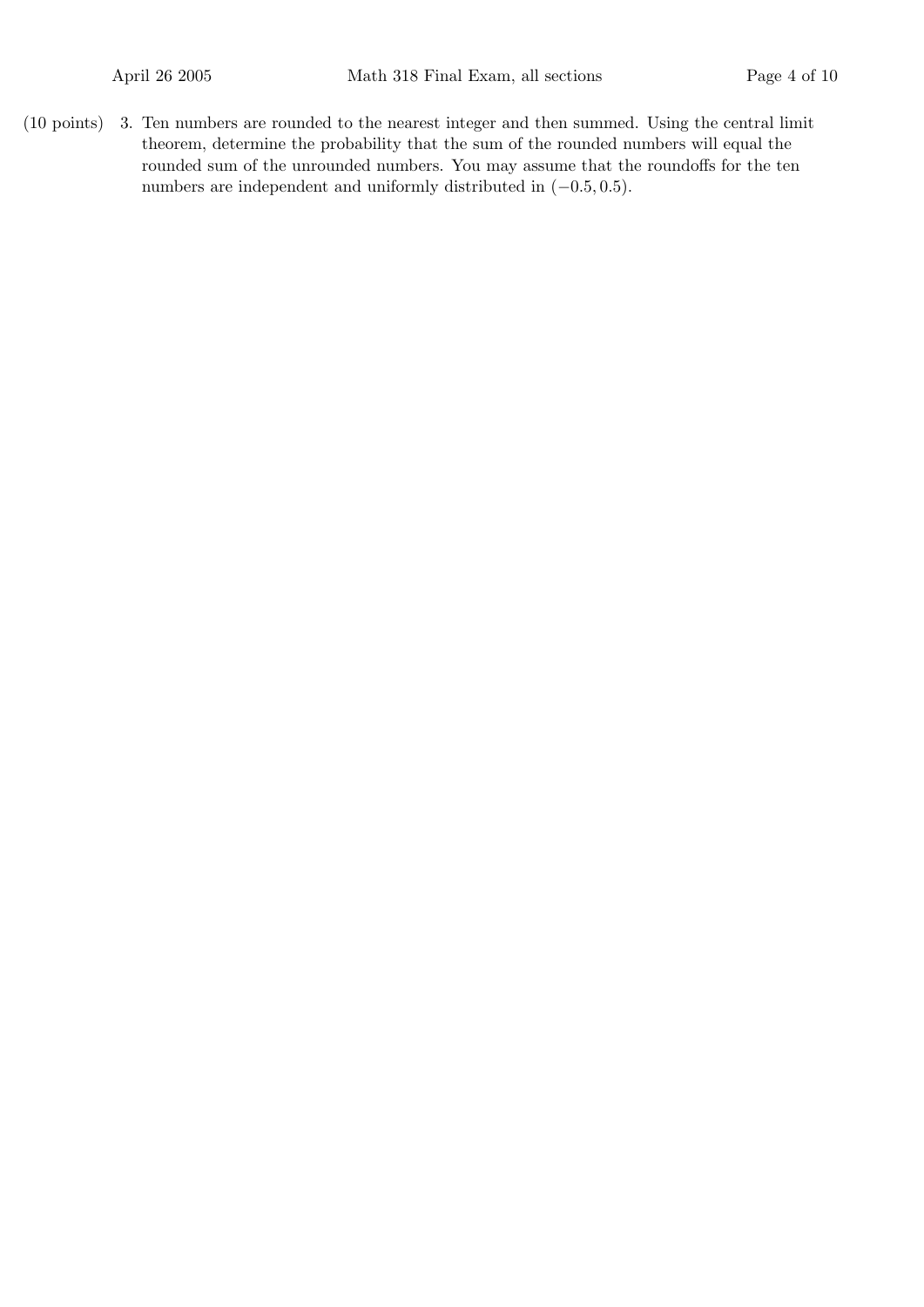(10 points) 3. Ten numbers are rounded to the nearest integer and then summed. Using the central limit theorem, determine the probability that the sum of the rounded numbers will equal the rounded sum of the unrounded numbers. You may assume that the roundoffs for the ten numbers are independent and uniformly distributed in $(-0.5, 0.5)$.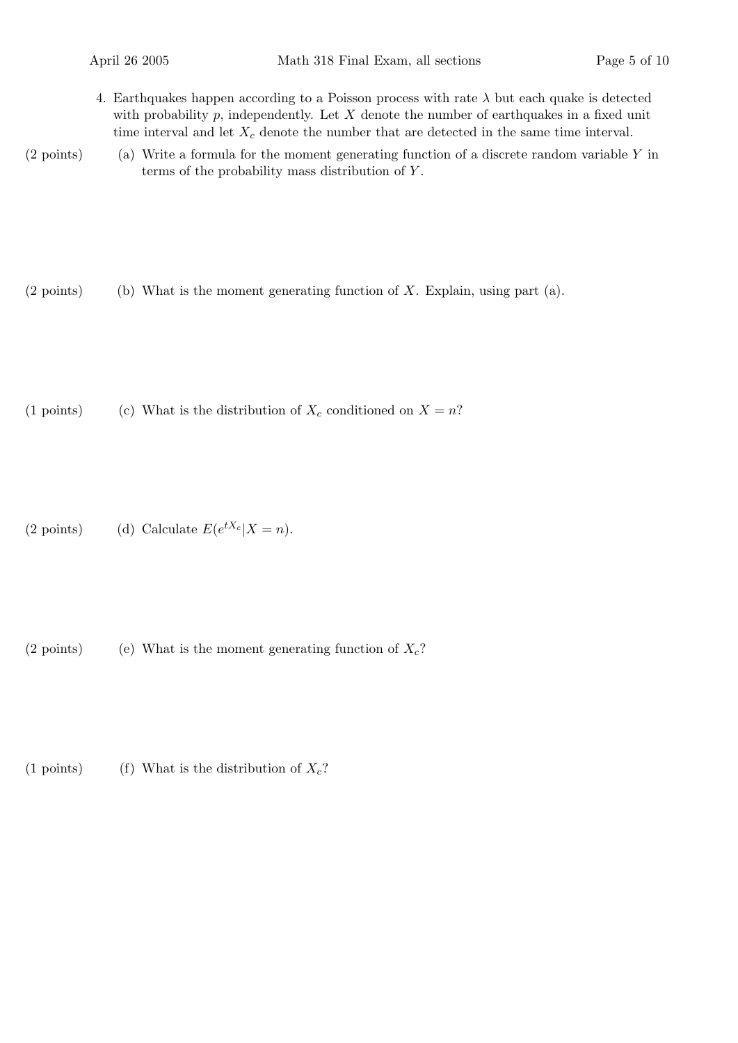4. Earthquakes happen according to a Poisson process with rate $\lambda$ but each quake is detected with probability $p$, independently. Let $X$ denote the number of earthquakes in a fixed unit time interval and let $X_c$ denote the number that are detected in the same time interval.

(2 points) (a) Write a formula for the moment generating function of a discrete random variable $Y$ in terms of the probability mass distribution of $Y$.

(2 points) (b) What is the moment generating function of $X$. Explain, using part (a).

(1 points) (c) What is the distribution of $X_c$ conditioned on $X = n$?

(2 points) (d) Calculate $E(e^{tX_c}|X = n)$.

(2 points) (e) What is the moment generating function of $X_c$?

(1 points) (f) What is the distribution of $X_c$?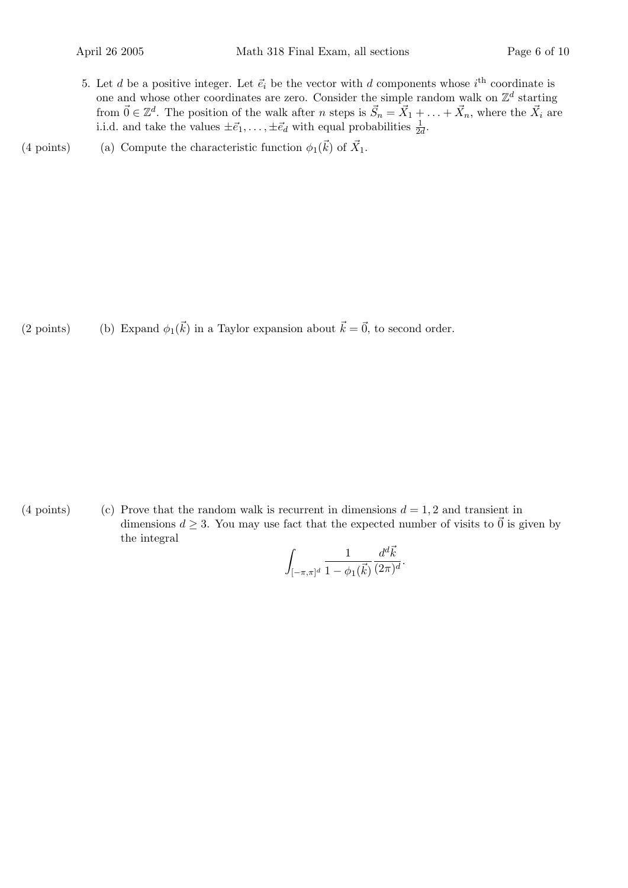5. Let $d$ be a positive integer. Let $\vec{e}_i$ be the vector with $d$ components whose $i^{\text{th}}$ coordinate is one and whose other coordinates are zero. Consider the simple random walk on $\mathbb{Z}^d$ starting from $\vec{0} \in \mathbb{Z}^d$. The position of the walk after $n$ steps is $\vec{S}_n = \vec{X}_1 + \ldots + \vec{X}_n$, where the $\vec{X}_i$ are i.i.d. and take the values $\pm\vec{e}_1, \ldots, \pm\vec{e}_d$ with equal probabilities $\frac{1}{2d}$.

(4 points) (a) Compute the characteristic function $\phi_1(\vec{k})$ of $\vec{X}_1$.

(2 points) (b) Expand $\phi_1(\vec{k})$ in a Taylor expansion about $\vec{k} = \vec{0}$, to second order.

(4 points) (c) Prove that the random walk is recurrent in dimensions $d = 1, 2$ and transient in dimensions $d \geq 3$. You may use fact that the expected number of visits to $\vec{0}$ is given by the integral

$$\int_{[-\pi,\pi]^d} \frac{1}{1 - \phi_1(\vec{k})} \frac{d^d\vec{k}}{(2\pi)^d}.$$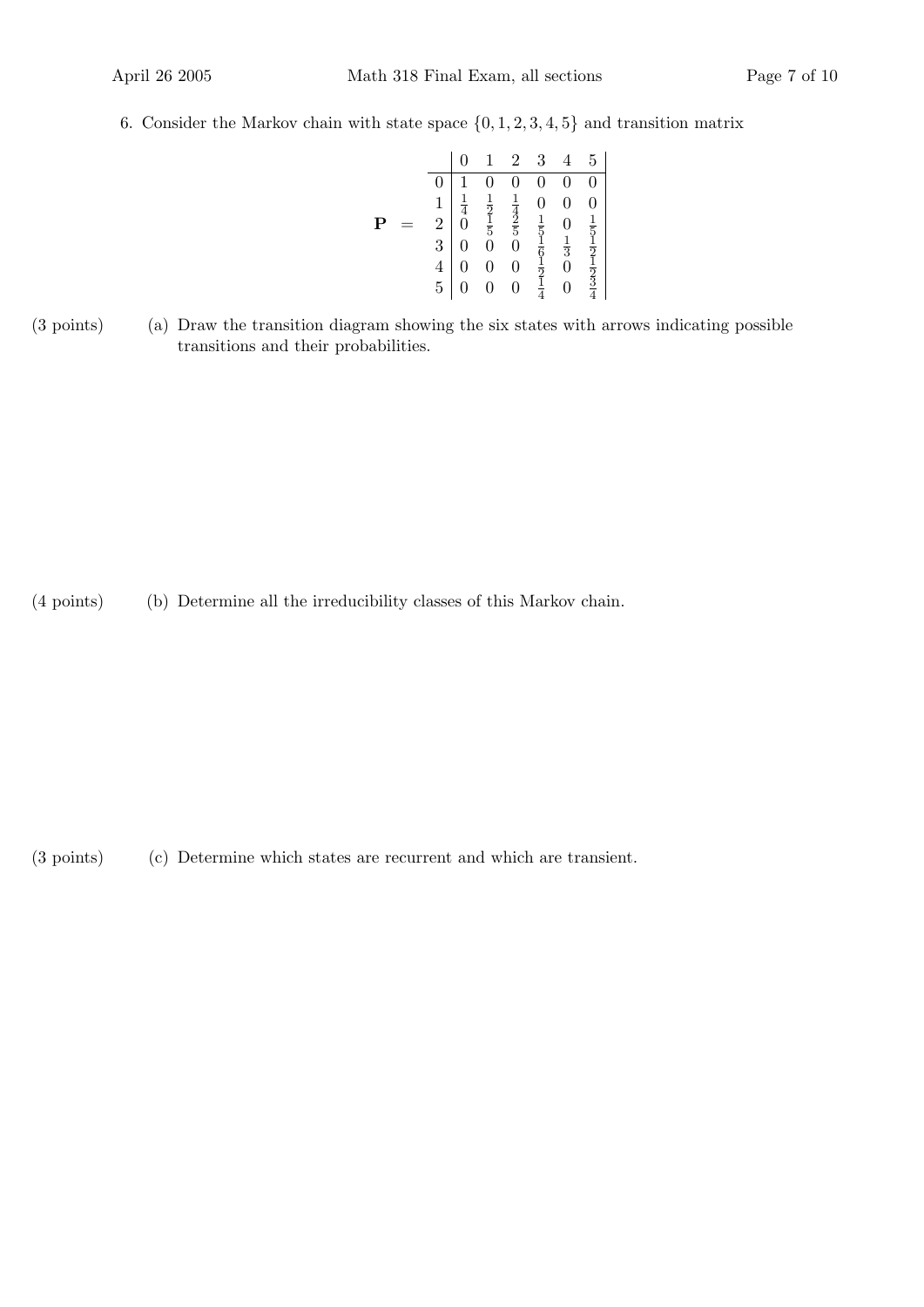6. Consider the Markov chain with state space $\{0, 1, 2, 3, 4, 5\}$ and transition matrix

$$
\mathbf{P} \quad = \quad \begin{array}{c|cccccc|}
 & 0 & 1 & 2 & 3 & 4 & 5 \\
\hline
0 & 1 & 0 & 0 & 0 & 0 & 0 \\
1 & \frac{1}{4} & \frac{1}{2} & \frac{1}{4} & 0 & 0 & 0 \\
2 & 0 & \frac{1}{5} & \frac{2}{5} & \frac{1}{5} & 0 & \frac{1}{5} \\
3 & 0 & 0 & 0 & \frac{1}{6} & \frac{1}{3} & \frac{1}{2} \\
4 & 0 & 0 & 0 & \frac{1}{2} & 0 & \frac{1}{2} \\
5 & 0 & 0 & 0 & \frac{1}{4} & 0 & \frac{3}{4}
\end{array}
$$

(3 points) (a) Draw the transition diagram showing the six states with arrows indicating possible transitions and their probabilities.

(4 points) (b) Determine all the irreducibility classes of this Markov chain.

(3 points) (c) Determine which states are recurrent and which are transient.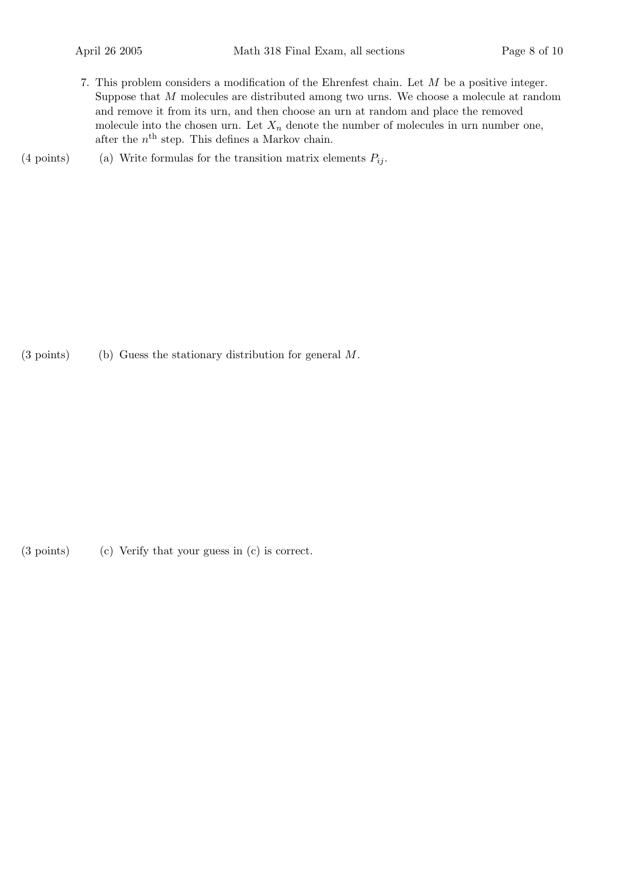7. This problem considers a modification of the Ehrenfest chain. Let $M$ be a positive integer. Suppose that $M$ molecules are distributed among two urns. We choose a molecule at random and remove it from its urn, and then choose an urn at random and place the removed molecule into the chosen urn. Let $X_n$ denote the number of molecules in urn number one, after the $n^{\text{th}}$ step. This defines a Markov chain.

(4 points) (a) Write formulas for the transition matrix elements $P_{ij}$.

(3 points) (b) Guess the stationary distribution for general $M$.

(3 points) (c) Verify that your guess in (c) is correct.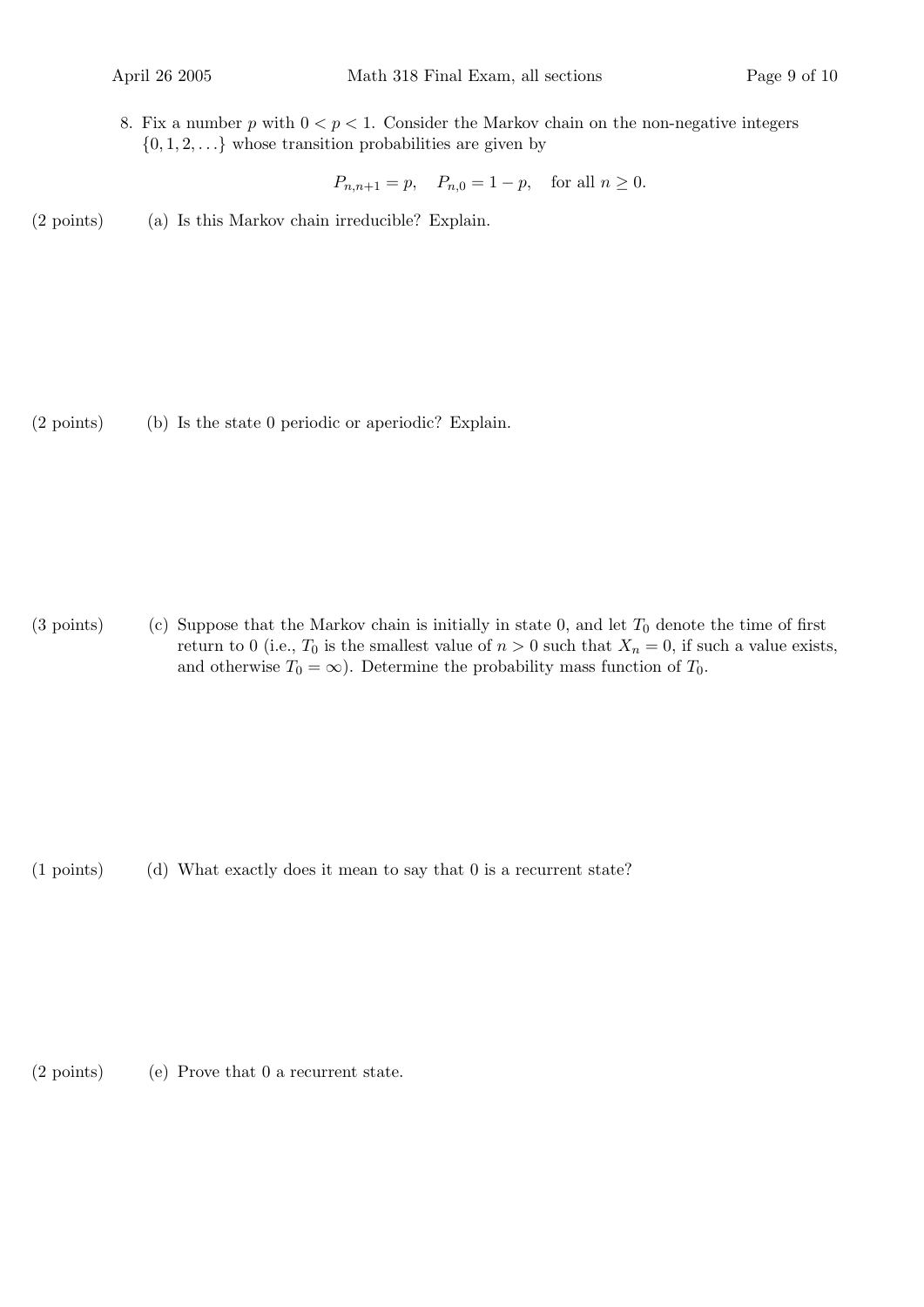8. Fix a number $p$ with $0 < p < 1$. Consider the Markov chain on the non-negative integers $\{0, 1, 2, \ldots\}$ whose transition probabilities are given by

$$P_{n,n+1} = p, \quad P_{n,0} = 1 - p, \quad \text{for all } n \geq 0.$$

(2 points) (a) Is this Markov chain irreducible? Explain.

(2 points) (b) Is the state 0 periodic or aperiodic? Explain.

(3 points) (c) Suppose that the Markov chain is initially in state 0, and let $T_0$ denote the time of first return to 0 (i.e., $T_0$ is the smallest value of $n > 0$ such that $X_n = 0$, if such a value exists, and otherwise $T_0 = \infty$). Determine the probability mass function of $T_0$.

(1 points) (d) What exactly does it mean to say that 0 is a recurrent state?

(2 points) (e) Prove that 0 a recurrent state.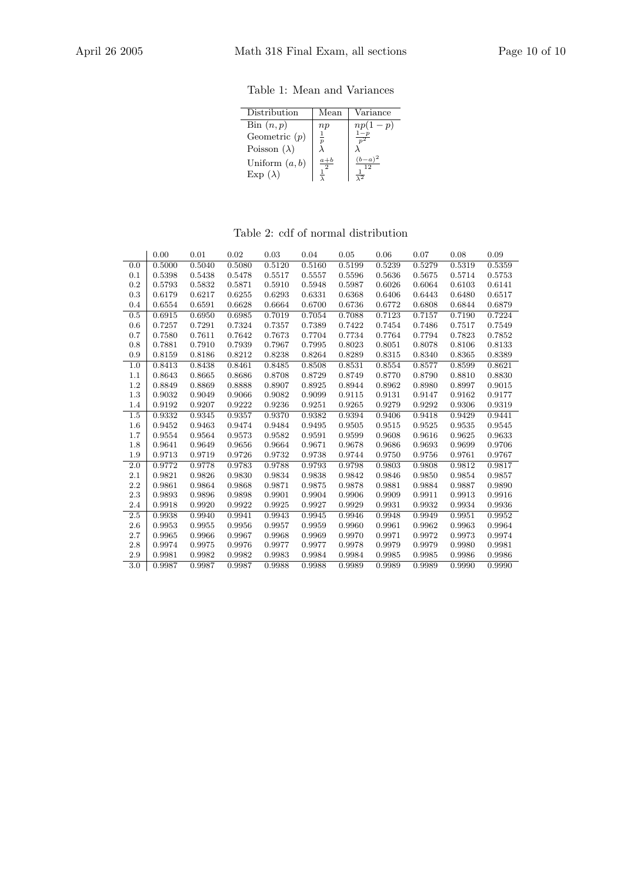Table 1: Mean and Variances

| Distribution | Mean | Variance |
|---|---|---|
| Bin $(n, p)$ | $np$ | $np(1-p)$ |
| Geometric $(p)$ | $\frac{1}{p}$ | $\frac{1-p}{p^2}$ |
| Poisson $(\lambda)$ | $\lambda$ | $\lambda$ |
| Uniform $(a, b)$ | $\frac{a+b}{2}$ | $\frac{(b-a)^2}{12}$ |
| Exp $(\lambda)$ | $\frac{1}{\lambda}$ | $\frac{1}{\lambda^2}$ |

Table 2: cdf of normal distribution

| | 0.00 | 0.01 | 0.02 | 0.03 | 0.04 | 0.05 | 0.06 | 0.07 | 0.08 | 0.09 |
|---|---|---|---|---|---|---|---|---|---|---|
| 0.0 | 0.5000 | 0.5040 | 0.5080 | 0.5120 | 0.5160 | 0.5199 | 0.5239 | 0.5279 | 0.5319 | 0.5359 |
| 0.1 | 0.5398 | 0.5438 | 0.5478 | 0.5517 | 0.5557 | 0.5596 | 0.5636 | 0.5675 | 0.5714 | 0.5753 |
| 0.2 | 0.5793 | 0.5832 | 0.5871 | 0.5910 | 0.5948 | 0.5987 | 0.6026 | 0.6064 | 0.6103 | 0.6141 |
| 0.3 | 0.6179 | 0.6217 | 0.6255 | 0.6293 | 0.6331 | 0.6368 | 0.6406 | 0.6443 | 0.6480 | 0.6517 |
| 0.4 | 0.6554 | 0.6591 | 0.6628 | 0.6664 | 0.6700 | 0.6736 | 0.6772 | 0.6808 | 0.6844 | 0.6879 |
| 0.5 | 0.6915 | 0.6950 | 0.6985 | 0.7019 | 0.7054 | 0.7088 | 0.7123 | 0.7157 | 0.7190 | 0.7224 |
| 0.6 | 0.7257 | 0.7291 | 0.7324 | 0.7357 | 0.7389 | 0.7422 | 0.7454 | 0.7486 | 0.7517 | 0.7549 |
| 0.7 | 0.7580 | 0.7611 | 0.7642 | 0.7673 | 0.7704 | 0.7734 | 0.7764 | 0.7794 | 0.7823 | 0.7852 |
| 0.8 | 0.7881 | 0.7910 | 0.7939 | 0.7967 | 0.7995 | 0.8023 | 0.8051 | 0.8078 | 0.8106 | 0.8133 |
| 0.9 | 0.8159 | 0.8186 | 0.8212 | 0.8238 | 0.8264 | 0.8289 | 0.8315 | 0.8340 | 0.8365 | 0.8389 |
| 1.0 | 0.8413 | 0.8438 | 0.8461 | 0.8485 | 0.8508 | 0.8531 | 0.8554 | 0.8577 | 0.8599 | 0.8621 |
| 1.1 | 0.8643 | 0.8665 | 0.8686 | 0.8708 | 0.8729 | 0.8749 | 0.8770 | 0.8790 | 0.8810 | 0.8830 |
| 1.2 | 0.8849 | 0.8869 | 0.8888 | 0.8907 | 0.8925 | 0.8944 | 0.8962 | 0.8980 | 0.8997 | 0.9015 |
| 1.3 | 0.9032 | 0.9049 | 0.9066 | 0.9082 | 0.9099 | 0.9115 | 0.9131 | 0.9147 | 0.9162 | 0.9177 |
| 1.4 | 0.9192 | 0.9207 | 0.9222 | 0.9236 | 0.9251 | 0.9265 | 0.9279 | 0.9292 | 0.9306 | 0.9319 |
| 1.5 | 0.9332 | 0.9345 | 0.9357 | 0.9370 | 0.9382 | 0.9394 | 0.9406 | 0.9418 | 0.9429 | 0.9441 |
| 1.6 | 0.9452 | 0.9463 | 0.9474 | 0.9484 | 0.9495 | 0.9505 | 0.9515 | 0.9525 | 0.9535 | 0.9545 |
| 1.7 | 0.9554 | 0.9564 | 0.9573 | 0.9582 | 0.9591 | 0.9599 | 0.9608 | 0.9616 | 0.9625 | 0.9633 |
| 1.8 | 0.9641 | 0.9649 | 0.9656 | 0.9664 | 0.9671 | 0.9678 | 0.9686 | 0.9693 | 0.9699 | 0.9706 |
| 1.9 | 0.9713 | 0.9719 | 0.9726 | 0.9732 | 0.9738 | 0.9744 | 0.9750 | 0.9756 | 0.9761 | 0.9767 |
| 2.0 | 0.9772 | 0.9778 | 0.9783 | 0.9788 | 0.9793 | 0.9798 | 0.9803 | 0.9808 | 0.9812 | 0.9817 |
| 2.1 | 0.9821 | 0.9826 | 0.9830 | 0.9834 | 0.9838 | 0.9842 | 0.9846 | 0.9850 | 0.9854 | 0.9857 |
| 2.2 | 0.9861 | 0.9864 | 0.9868 | 0.9871 | 0.9875 | 0.9878 | 0.9881 | 0.9884 | 0.9887 | 0.9890 |
| 2.3 | 0.9893 | 0.9896 | 0.9898 | 0.9901 | 0.9904 | 0.9906 | 0.9909 | 0.9911 | 0.9913 | 0.9916 |
| 2.4 | 0.9918 | 0.9920 | 0.9922 | 0.9925 | 0.9927 | 0.9929 | 0.9931 | 0.9932 | 0.9934 | 0.9936 |
| 2.5 | 0.9938 | 0.9940 | 0.9941 | 0.9943 | 0.9945 | 0.9946 | 0.9948 | 0.9949 | 0.9951 | 0.9952 |
| 2.6 | 0.9953 | 0.9955 | 0.9956 | 0.9957 | 0.9959 | 0.9960 | 0.9961 | 0.9962 | 0.9963 | 0.9964 |
| 2.7 | 0.9965 | 0.9966 | 0.9967 | 0.9968 | 0.9969 | 0.9970 | 0.9971 | 0.9972 | 0.9973 | 0.9974 |
| 2.8 | 0.9974 | 0.9975 | 0.9976 | 0.9977 | 0.9977 | 0.9978 | 0.9979 | 0.9979 | 0.9980 | 0.9981 |
| 2.9 | 0.9981 | 0.9982 | 0.9982 | 0.9983 | 0.9984 | 0.9984 | 0.9985 | 0.9985 | 0.9986 | 0.9986 |
| 3.0 | 0.9987 | 0.9987 | 0.9987 | 0.9988 | 0.9988 | 0.9989 | 0.9989 | 0.9989 | 0.9990 | 0.9990 |